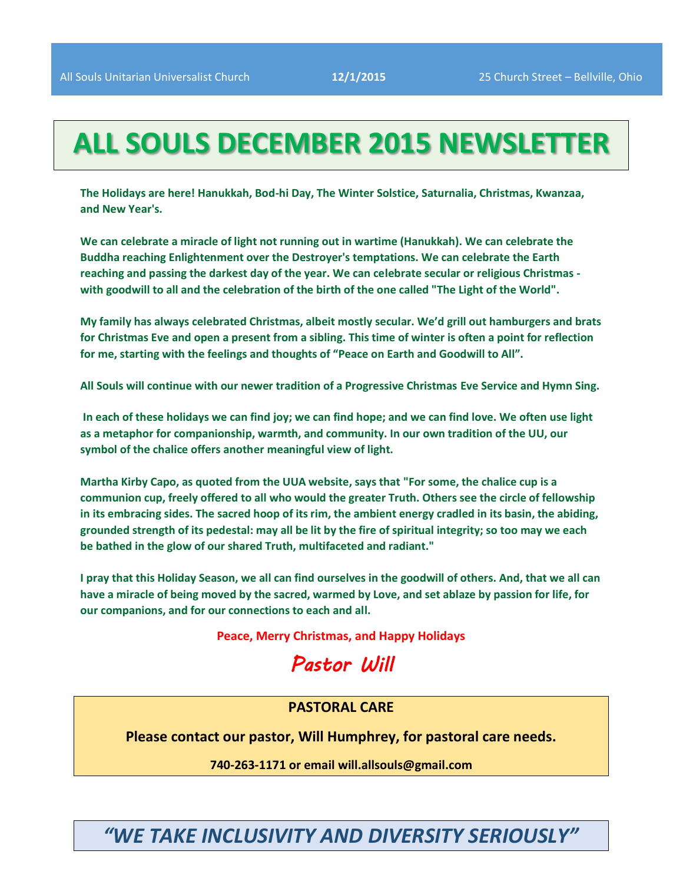All Souls Unitarian Universalist Church **12/1/2015** 25 Church Street – Bellville, Ohio

# ALL SOULS DECEMBER 2015 NEWSLETTER

**The Holidays are here! Hanukkah, Bod-hi Day, The Winter Solstice, Saturnalia, Christmas, Kwanzaa, and New Year's.**

**We can celebrate a miracle of light not running out in wartime (Hanukkah). We can celebrate the Buddha reaching Enlightenment over the Destroyer's temptations. We can celebrate the Earth reaching and passing the darkest day of the year. We can celebrate secular or religious Christmas - with goodwill to all and the celebration of the birth of the one called "The Light of the World".**

**My family has always celebrated Christmas, albeit mostly secular. We'd grill out hamburgers and brats for Christmas Eve and open a present from a sibling. This time of winter is often a point for reflection for me, starting with the feelings and thoughts of "Peace on Earth and Goodwill to All".**

**All Souls will continue with our newer tradition of a Progressive Christmas Eve Service and Hymn Sing.**

**In each of these holidays we can find joy; we can find hope; and we can find love. We often use light as a metaphor for companionship, warmth, and community. In our own tradition of the UU, our symbol of the chalice offers another meaningful view of light.**

**Martha Kirby Capo, as quoted from the UUA website, says that "For some, the chalice cup is a communion cup, freely offered to all who would the greater Truth. Others see the circle of fellowship in its embracing sides. The sacred hoop of its rim, the ambient energy cradled in its basin, the abiding, grounded strength of its pedestal: may all be lit by the fire of spiritual integrity; so too may we each be bathed in the glow of our shared Truth, multifaceted and radiant."**

**I pray that this Holiday Season, we all can find ourselves in the goodwill of others. And, that we all can have a miracle of being moved by the sacred, warmed by Love, and set ablaze by passion for life, for our companions, and for our connections to each and all.**

**Peace, Merry Christmas, and Happy Holidays**

***Pastor Will***

## PASTORAL CARE

**Please contact our pastor, Will Humphrey, for pastoral care needs.**

**740-263-1171 or email will.allsouls@gmail.com**

## *"WE TAKE INCLUSIVITY AND DIVERSITY SERIOUSLY"*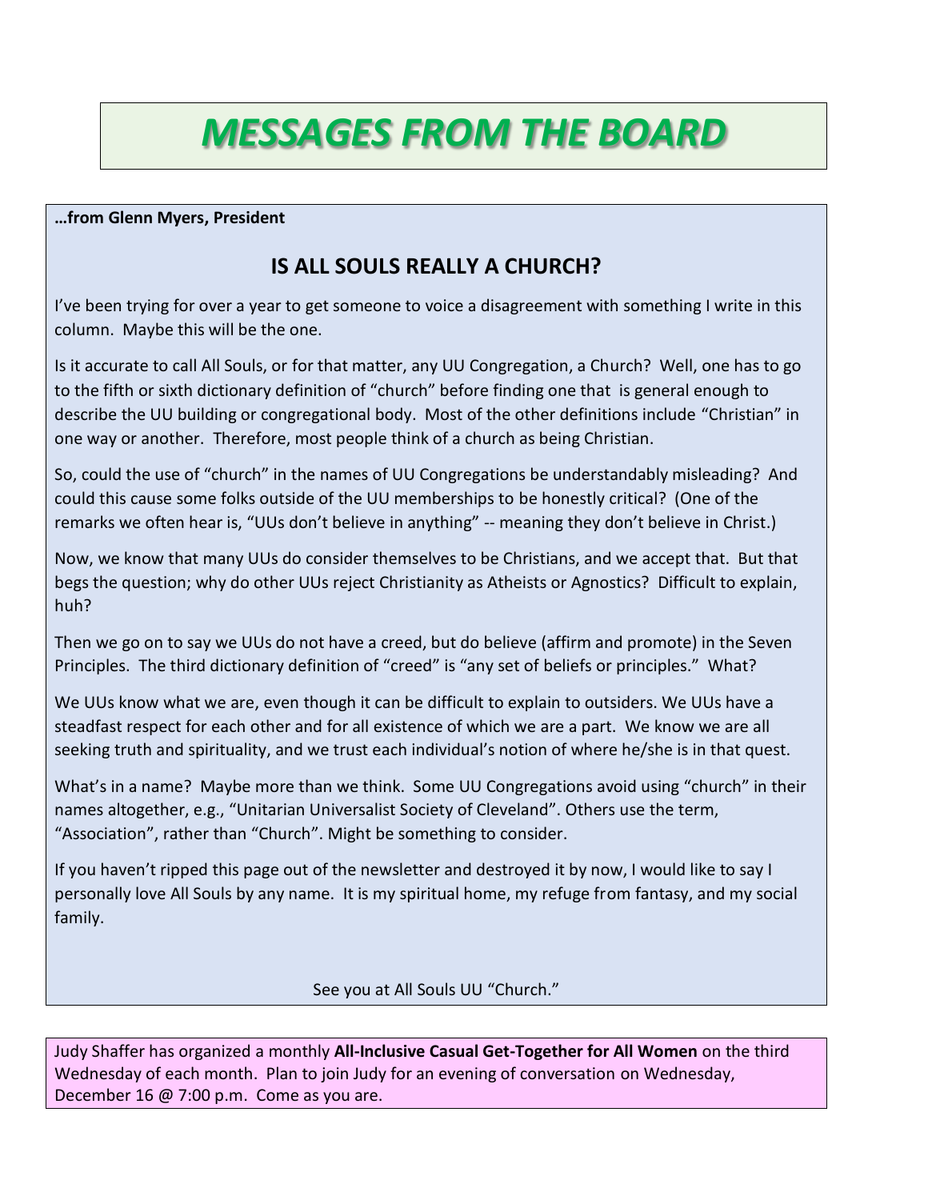# MESSAGES FROM THE BOARD

**…from Glenn Myers, President**

## IS ALL SOULS REALLY A CHURCH?

I've been trying for over a year to get someone to voice a disagreement with something I write in this column. Maybe this will be the one.

Is it accurate to call All Souls, or for that matter, any UU Congregation, a Church? Well, one has to go to the fifth or sixth dictionary definition of "church" before finding one that is general enough to describe the UU building or congregational body. Most of the other definitions include "Christian" in one way or another. Therefore, most people think of a church as being Christian.

So, could the use of "church" in the names of UU Congregations be understandably misleading? And could this cause some folks outside of the UU memberships to be honestly critical? (One of the remarks we often hear is, "UUs don't believe in anything" -- meaning they don't believe in Christ.)

Now, we know that many UUs do consider themselves to be Christians, and we accept that. But that begs the question; why do other UUs reject Christianity as Atheists or Agnostics? Difficult to explain, huh?

Then we go on to say we UUs do not have a creed, but do believe (affirm and promote) in the Seven Principles. The third dictionary definition of "creed" is "any set of beliefs or principles." What?

We UUs know what we are, even though it can be difficult to explain to outsiders. We UUs have a steadfast respect for each other and for all existence of which we are a part. We know we are all seeking truth and spirituality, and we trust each individual's notion of where he/she is in that quest.

What's in a name? Maybe more than we think. Some UU Congregations avoid using "church" in their names altogether, e.g., "Unitarian Universalist Society of Cleveland". Others use the term, "Association", rather than "Church". Might be something to consider.

If you haven't ripped this page out of the newsletter and destroyed it by now, I would like to say I personally love All Souls by any name. It is my spiritual home, my refuge from fantasy, and my social family.

See you at All Souls UU "Church."

---

Judy Shaffer has organized a monthly **All-Inclusive Casual Get-Together for All Women** on the third Wednesday of each month. Plan to join Judy for an evening of conversation on Wednesday, December 16 @ 7:00 p.m. Come as you are.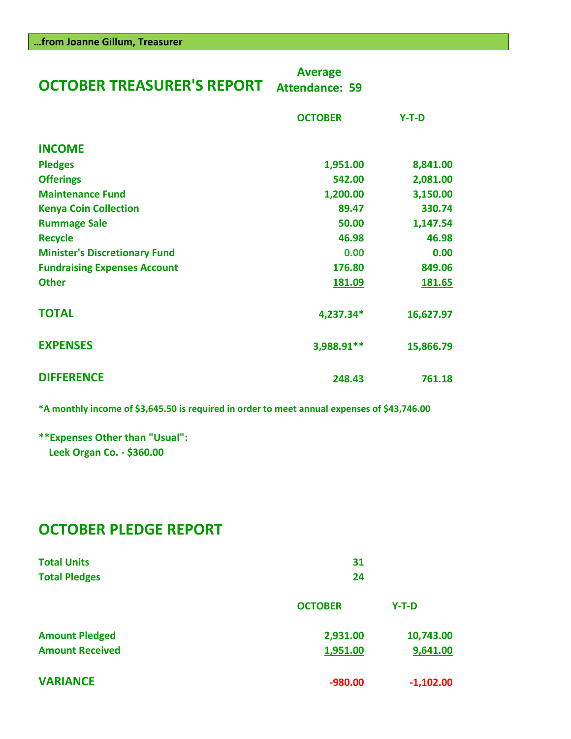**…from Joanne Gillum, Treasurer**

## OCTOBER TREASURER'S REPORT

**Average Attendance: 59**

| | OCTOBER | Y-T-D |
|---|---|---|
| **INCOME** | | |
| Pledges | 1,951.00 | 8,841.00 |
| Offerings | 542.00 | 2,081.00 |
| Maintenance Fund | 1,200.00 | 3,150.00 |
| Kenya Coin Collection | 89.47 | 330.74 |
| Rummage Sale | 50.00 | 1,147.54 |
| Recycle | 46.98 | 46.98 |
| Minister's Discretionary Fund | 0.00 | 0.00 |
| Fundraising Expenses Account | 176.80 | 849.06 |
| Other | 181.09 | 181.65 |
| **TOTAL** | 4,237.34* | 16,627.97 |
| **EXPENSES** | 3,988.91** | 15,866.79 |
| **DIFFERENCE** | 248.43 | 761.18 |

*A monthly income of $3,645.50 is required in order to meet annual expenses of $43,746.00

**Expenses Other than "Usual":
Leek Organ Co. - $360.00

## OCTOBER PLEDGE REPORT

| | |
|---|---|
| Total Units | 31 |
| Total Pledges | 24 |

| | OCTOBER | Y-T-D |
|---|---|---|
| Amount Pledged | 2,931.00 | 10,743.00 |
| Amount Received | 1,951.00 | 9,641.00 |
| **VARIANCE** | -980.00 | -1,102.00 |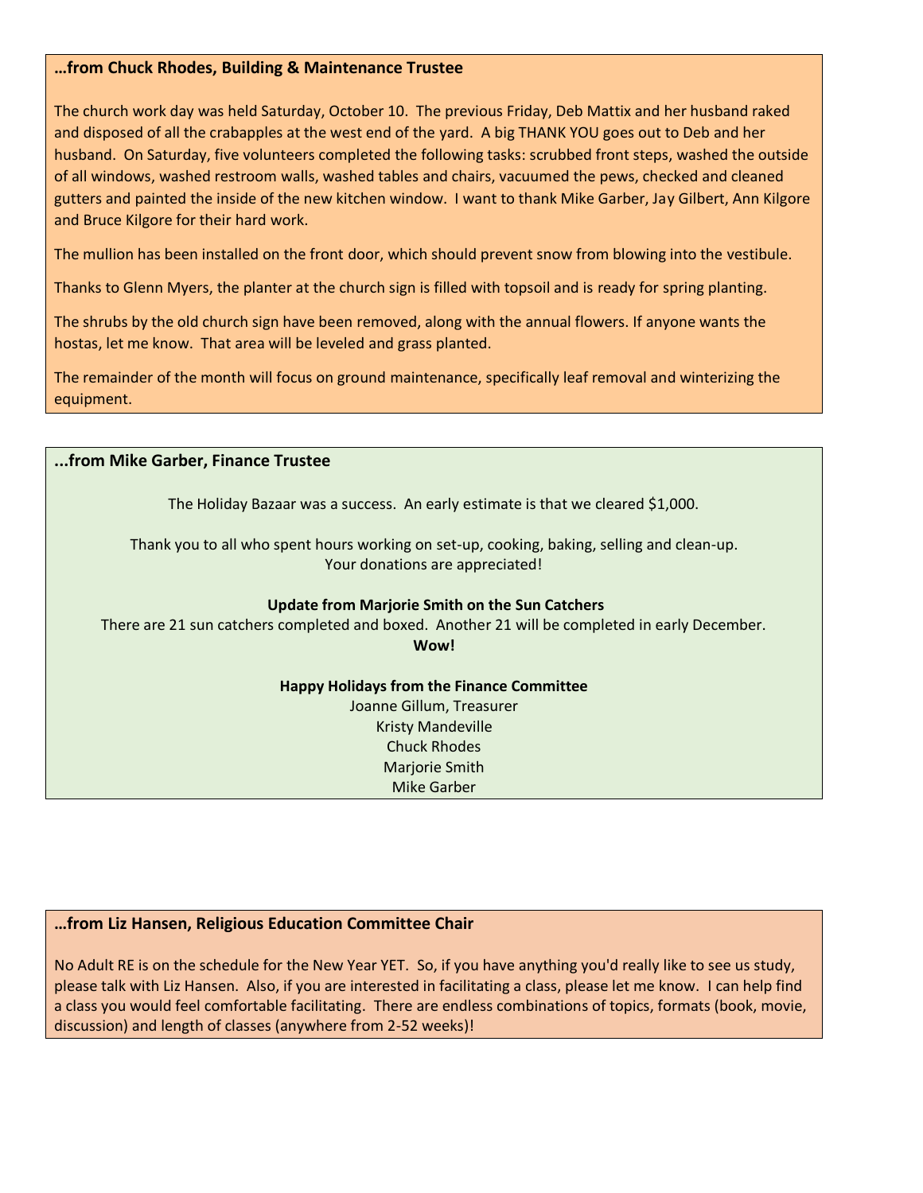## …from Chuck Rhodes, Building & Maintenance Trustee

The church work day was held Saturday, October 10. The previous Friday, Deb Mattix and her husband raked and disposed of all the crabapples at the west end of the yard. A big THANK YOU goes out to Deb and her husband. On Saturday, five volunteers completed the following tasks: scrubbed front steps, washed the outside of all windows, washed restroom walls, washed tables and chairs, vacuumed the pews, checked and cleaned gutters and painted the inside of the new kitchen window. I want to thank Mike Garber, Jay Gilbert, Ann Kilgore and Bruce Kilgore for their hard work.

The mullion has been installed on the front door, which should prevent snow from blowing into the vestibule.

Thanks to Glenn Myers, the planter at the church sign is filled with topsoil and is ready for spring planting.

The shrubs by the old church sign have been removed, along with the annual flowers. If anyone wants the hostas, let me know. That area will be leveled and grass planted.

The remainder of the month will focus on ground maintenance, specifically leaf removal and winterizing the equipment.

## ...from Mike Garber, Finance Trustee

The Holiday Bazaar was a success. An early estimate is that we cleared $1,000.

Thank you to all who spent hours working on set-up, cooking, baking, selling and clean-up.
Your donations are appreciated!

**Update from Marjorie Smith on the Sun Catchers**
There are 21 sun catchers completed and boxed. Another 21 will be completed in early December.
**Wow!**

**Happy Holidays from the Finance Committee**
Joanne Gillum, Treasurer
Kristy Mandeville
Chuck Rhodes
Marjorie Smith
Mike Garber

## …from Liz Hansen, Religious Education Committee Chair

No Adult RE is on the schedule for the New Year YET. So, if you have anything you'd really like to see us study, please talk with Liz Hansen. Also, if you are interested in facilitating a class, please let me know. I can help find a class you would feel comfortable facilitating. There are endless combinations of topics, formats (book, movie, discussion) and length of classes (anywhere from 2-52 weeks)!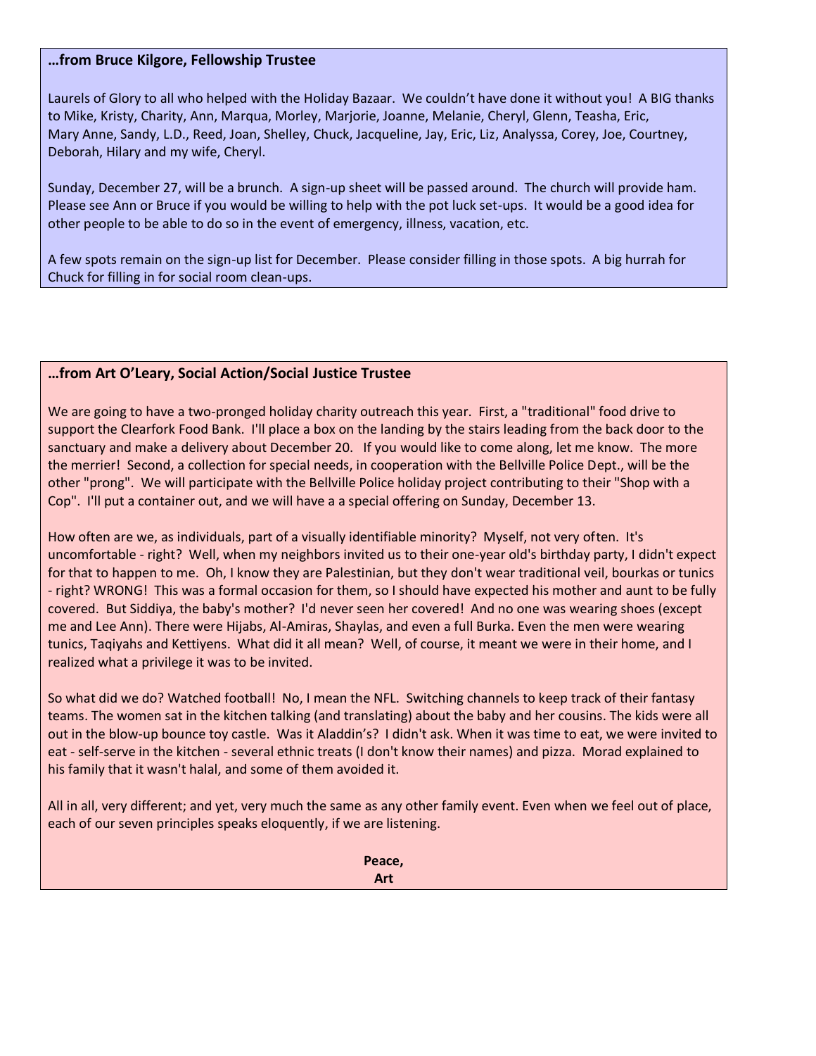**…from Bruce Kilgore, Fellowship Trustee**

Laurels of Glory to all who helped with the Holiday Bazaar. We couldn't have done it without you! A BIG thanks to Mike, Kristy, Charity, Ann, Marqua, Morley, Marjorie, Joanne, Melanie, Cheryl, Glenn, Teasha, Eric, Mary Anne, Sandy, L.D., Reed, Joan, Shelley, Chuck, Jacqueline, Jay, Eric, Liz, Analyssa, Corey, Joe, Courtney, Deborah, Hilary and my wife, Cheryl.

Sunday, December 27, will be a brunch. A sign-up sheet will be passed around. The church will provide ham. Please see Ann or Bruce if you would be willing to help with the pot luck set-ups. It would be a good idea for other people to be able to do so in the event of emergency, illness, vacation, etc.

A few spots remain on the sign-up list for December. Please consider filling in those spots. A big hurrah for Chuck for filling in for social room clean-ups.

**…from Art O'Leary, Social Action/Social Justice Trustee**

We are going to have a two-pronged holiday charity outreach this year. First, a "traditional" food drive to support the Clearfork Food Bank. I'll place a box on the landing by the stairs leading from the back door to the sanctuary and make a delivery about December 20. If you would like to come along, let me know. The more the merrier! Second, a collection for special needs, in cooperation with the Bellville Police Dept., will be the other "prong". We will participate with the Bellville Police holiday project contributing to their "Shop with a Cop". I'll put a container out, and we will have a a special offering on Sunday, December 13.

How often are we, as individuals, part of a visually identifiable minority? Myself, not very often. It's uncomfortable - right? Well, when my neighbors invited us to their one-year old's birthday party, I didn't expect for that to happen to me. Oh, I know they are Palestinian, but they don't wear traditional veil, bourkas or tunics - right? WRONG! This was a formal occasion for them, so I should have expected his mother and aunt to be fully covered. But Siddiya, the baby's mother? I'd never seen her covered! And no one was wearing shoes (except me and Lee Ann). There were Hijabs, Al-Amiras, Shaylas, and even a full Burka. Even the men were wearing tunics, Taqiyahs and Kettiyens. What did it all mean? Well, of course, it meant we were in their home, and I realized what a privilege it was to be invited.

So what did we do? Watched football! No, I mean the NFL. Switching channels to keep track of their fantasy teams. The women sat in the kitchen talking (and translating) about the baby and her cousins. The kids were all out in the blow-up bounce toy castle. Was it Aladdin's? I didn't ask. When it was time to eat, we were invited to eat - self-serve in the kitchen - several ethnic treats (I don't know their names) and pizza. Morad explained to his family that it wasn't halal, and some of them avoided it.

All in all, very different; and yet, very much the same as any other family event. Even when we feel out of place, each of our seven principles speaks eloquently, if we are listening.

**Peace,**
**Art**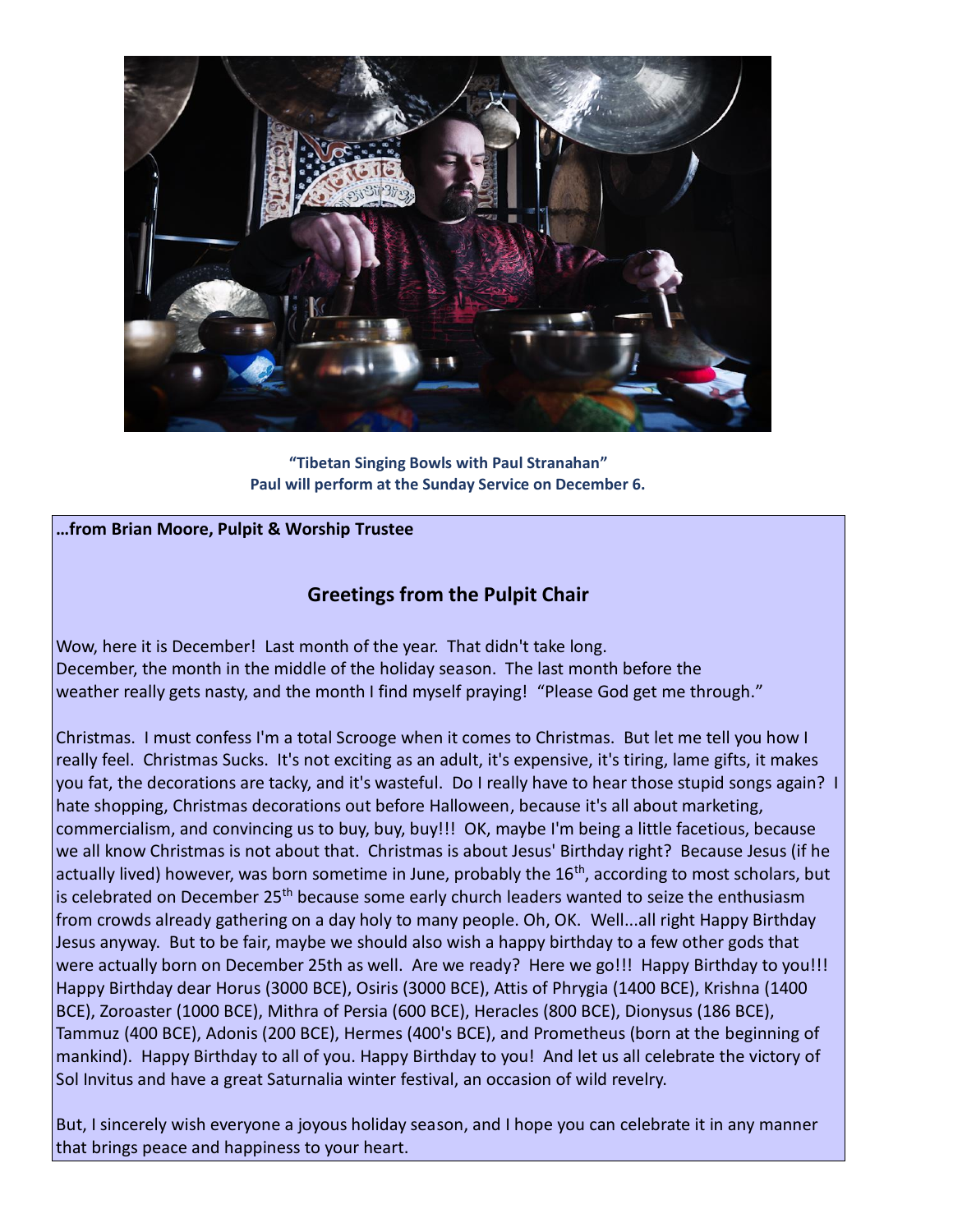**"Tibetan Singing Bowls with Paul Stranahan"**
**Paul will perform at the Sunday Service on December 6.**

**…from Brian Moore, Pulpit & Worship Trustee**

## Greetings from the Pulpit Chair

Wow, here it is December! Last month of the year. That didn't take long.
December, the month in the middle of the holiday season. The last month before the weather really gets nasty, and the month I find myself praying! "Please God get me through."

Christmas. I must confess I'm a total Scrooge when it comes to Christmas. But let me tell you how I really feel. Christmas Sucks. It's not exciting as an adult, it's expensive, it's tiring, lame gifts, it makes you fat, the decorations are tacky, and it's wasteful. Do I really have to hear those stupid songs again? I hate shopping, Christmas decorations out before Halloween, because it's all about marketing, commercialism, and convincing us to buy, buy, buy!!! OK, maybe I'm being a little facetious, because we all know Christmas is not about that. Christmas is about Jesus' Birthday right? Because Jesus (if he actually lived) however, was born sometime in June, probably the 16th, according to most scholars, but is celebrated on December 25th because some early church leaders wanted to seize the enthusiasm from crowds already gathering on a day holy to many people. Oh, OK. Well...all right Happy Birthday Jesus anyway. But to be fair, maybe we should also wish a happy birthday to a few other gods that were actually born on December 25th as well. Are we ready? Here we go!!! Happy Birthday to you!!! Happy Birthday dear Horus (3000 BCE), Osiris (3000 BCE), Attis of Phrygia (1400 BCE), Krishna (1400 BCE), Zoroaster (1000 BCE), Mithra of Persia (600 BCE), Heracles (800 BCE), Dionysus (186 BCE), Tammuz (400 BCE), Adonis (200 BCE), Hermes (400's BCE), and Prometheus (born at the beginning of mankind). Happy Birthday to all of you. Happy Birthday to you! And let us all celebrate the victory of Sol Invitus and have a great Saturnalia winter festival, an occasion of wild revelry.

But, I sincerely wish everyone a joyous holiday season, and I hope you can celebrate it in any manner that brings peace and happiness to your heart.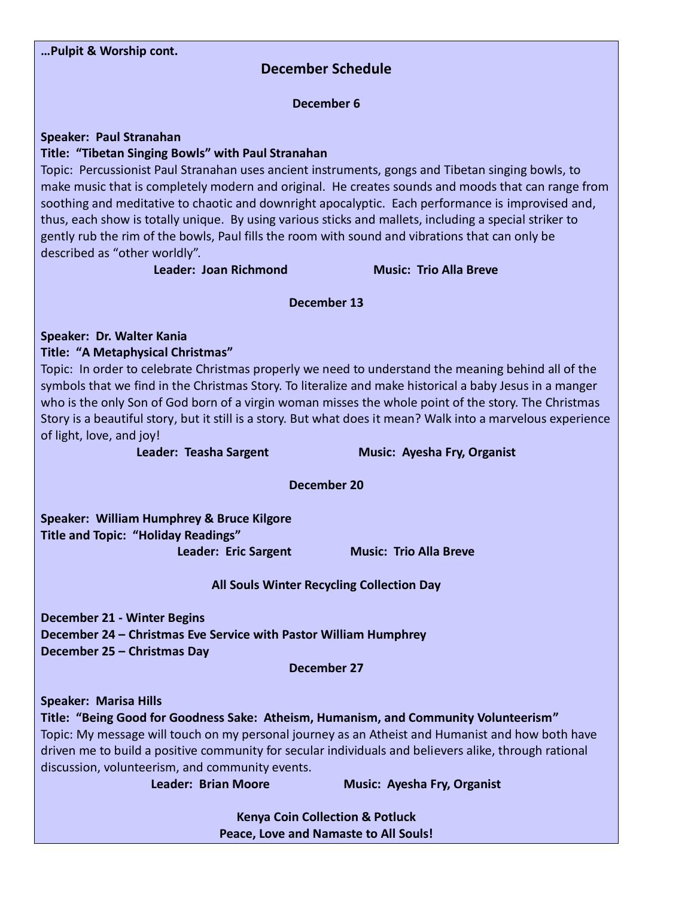**…Pulpit & Worship cont.**

## December Schedule

### December 6

**Speaker: Paul Stranahan**

**Title: "Tibetan Singing Bowls" with Paul Stranahan**

Topic: Percussionist Paul Stranahan uses ancient instruments, gongs and Tibetan singing bowls, to make music that is completely modern and original. He creates sounds and moods that can range from soothing and meditative to chaotic and downright apocalyptic. Each performance is improvised and, thus, each show is totally unique. By using various sticks and mallets, including a special striker to gently rub the rim of the bowls, Paul fills the room with sound and vibrations that can only be described as "other worldly".

**Leader: Joan Richmond** **Music: Trio Alla Breve**

### December 13

**Speaker: Dr. Walter Kania**

**Title: "A Metaphysical Christmas"**

Topic: In order to celebrate Christmas properly we need to understand the meaning behind all of the symbols that we find in the Christmas Story. To literalize and make historical a baby Jesus in a manger who is the only Son of God born of a virgin woman misses the whole point of the story. The Christmas Story is a beautiful story, but it still is a story. But what does it mean? Walk into a marvelous experience of light, love, and joy!

**Leader: Teasha Sargent** **Music: Ayesha Fry, Organist**

### December 20

**Speaker: William Humphrey & Bruce Kilgore**

**Title and Topic: "Holiday Readings"**

**Leader: Eric Sargent** **Music: Trio Alla Breve**

**All Souls Winter Recycling Collection Day**

**December 21 - Winter Begins**

**December 24 – Christmas Eve Service with Pastor William Humphrey**

**December 25 – Christmas Day**

### December 27

**Speaker: Marisa Hills**

**Title: "Being Good for Goodness Sake: Atheism, Humanism, and Community Volunteerism"**

Topic: My message will touch on my personal journey as an Atheist and Humanist and how both have driven me to build a positive community for secular individuals and believers alike, through rational discussion, volunteerism, and community events.

**Leader: Brian Moore** **Music: Ayesha Fry, Organist**

**Kenya Coin Collection & Potluck**

**Peace, Love and Namaste to All Souls!**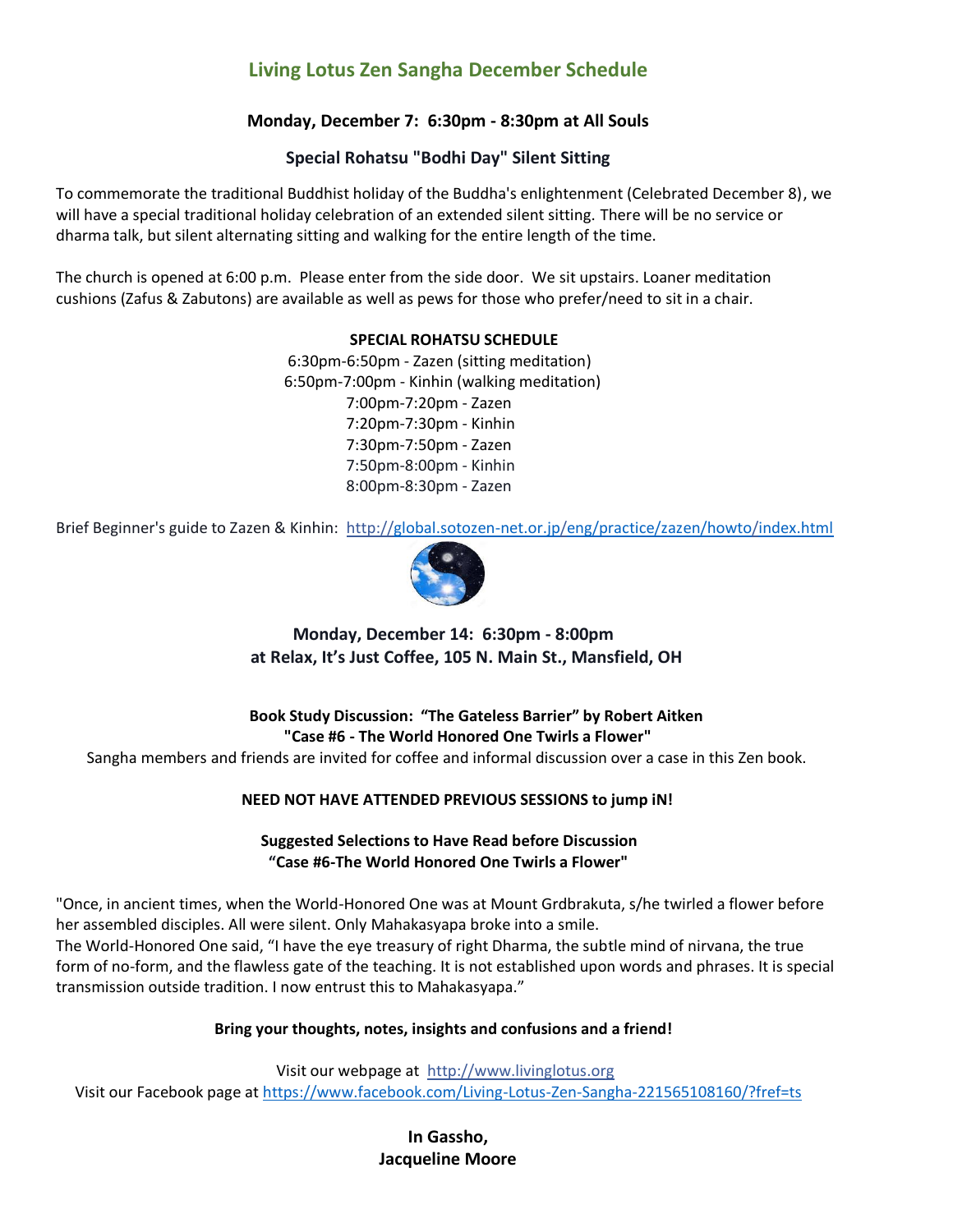## Living Lotus Zen Sangha December Schedule

**Monday, December 7: 6:30pm - 8:30pm at All Souls**

**Special Rohatsu "Bodhi Day" Silent Sitting**

To commemorate the traditional Buddhist holiday of the Buddha's enlightenment (Celebrated December 8), we will have a special traditional holiday celebration of an extended silent sitting. There will be no service or dharma talk, but silent alternating sitting and walking for the entire length of the time.

The church is opened at 6:00 p.m. Please enter from the side door. We sit upstairs. Loaner meditation cushions (Zafus & Zabutons) are available as well as pews for those who prefer/need to sit in a chair.

**SPECIAL ROHATSU SCHEDULE**

6:30pm-6:50pm - Zazen (sitting meditation)
6:50pm-7:00pm - Kinhin (walking meditation)
7:00pm-7:20pm - Zazen
7:20pm-7:30pm - Kinhin
7:30pm-7:50pm - Zazen
7:50pm-8:00pm - Kinhin
8:00pm-8:30pm - Zazen

Brief Beginner's guide to Zazen & Kinhin: http://global.sotozen-net.or.jp/eng/practice/zazen/howto/index.html

**Monday, December 14: 6:30pm - 8:00pm**
**at Relax, It's Just Coffee, 105 N. Main St., Mansfield, OH**

**Book Study Discussion: "The Gateless Barrier" by Robert Aitken**
**"Case #6 - The World Honored One Twirls a Flower"**

Sangha members and friends are invited for coffee and informal discussion over a case in this Zen book.

**NEED NOT HAVE ATTENDED PREVIOUS SESSIONS to jump iN!**

**Suggested Selections to Have Read before Discussion**
**"Case #6-The World Honored One Twirls a Flower"**

"Once, in ancient times, when the World-Honored One was at Mount Grdbrakuta, s/he twirled a flower before her assembled disciples. All were silent. Only Mahakasyapa broke into a smile.
The World-Honored One said, "I have the eye treasury of right Dharma, the subtle mind of nirvana, the true form of no-form, and the flawless gate of the teaching. It is not established upon words and phrases. It is special transmission outside tradition. I now entrust this to Mahakasyapa."

**Bring your thoughts, notes, insights and confusions and a friend!**

Visit our webpage at http://www.livinglotus.org
Visit our Facebook page at https://www.facebook.com/Living-Lotus-Zen-Sangha-221565108160/?fref=ts

**In Gassho,**
**Jacqueline Moore**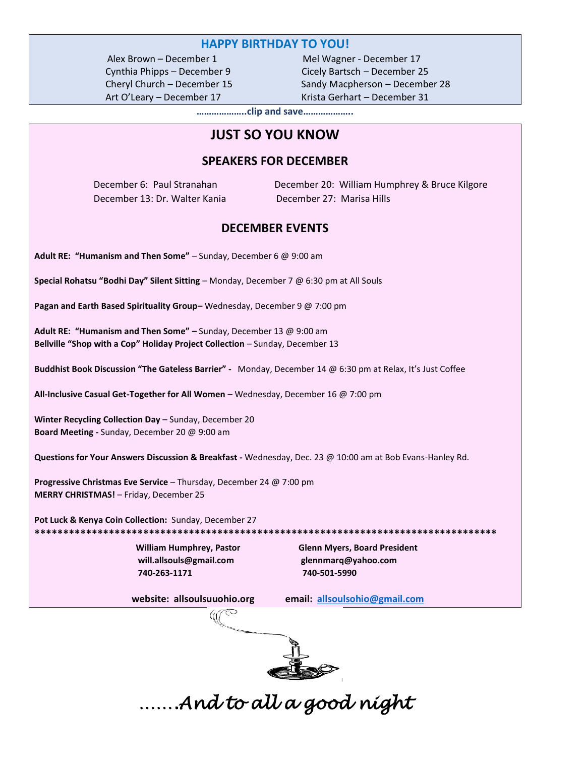## HAPPY BIRTHDAY TO YOU!

Alex Brown – December 1
Cynthia Phipps – December 9
Cheryl Church – December 15
Art O'Leary – December 17
Mel Wagner - December 17
Cicely Bartsch – December 25
Sandy Macpherson – December 28
Krista Gerhart – December 31

**……………….clip and save………………..**

# JUST SO YOU KNOW

## SPEAKERS FOR DECEMBER

December 6: Paul Stranahan
December 13: Dr. Walter Kania
December 20: William Humphrey & Bruce Kilgore
December 27: Marisa Hills

## DECEMBER EVENTS

**Adult RE: "Humanism and Then Some"** – Sunday, December 6 @ 9:00 am

**Special Rohatsu "Bodhi Day" Silent Sitting** – Monday, December 7 @ 6:30 pm at All Souls

**Pagan and Earth Based Spirituality Group–** Wednesday, December 9 @ 7:00 pm

**Adult RE: "Humanism and Then Some" –** Sunday, December 13 @ 9:00 am
**Bellville "Shop with a Cop" Holiday Project Collection** – Sunday, December 13

**Buddhist Book Discussion "The Gateless Barrier" -** Monday, December 14 @ 6:30 pm at Relax, It's Just Coffee

**All-Inclusive Casual Get-Together for All Women** – Wednesday, December 16 @ 7:00 pm

**Winter Recycling Collection Day** – Sunday, December 20
**Board Meeting -** Sunday, December 20 @ 9:00 am

**Questions for Your Answers Discussion & Breakfast -** Wednesday, Dec. 23 @ 10:00 am at Bob Evans-Hanley Rd.

**Progressive Christmas Eve Service** – Thursday, December 24 @ 7:00 pm
**MERRY CHRISTMAS!** – Friday, December 25

**Pot Luck & Kenya Coin Collection:** Sunday, December 27

*********************************************************************************

**William Humphrey, Pastor**
**will.allsouls@gmail.com**
**740-263-1171**

**Glenn Myers, Board President**
**glennmarq@yahoo.com**
**740-501-5990**

**website: allsoulsuuohio.org** **email: allsoulsohio@gmail.com**

*…….And to all a good night*